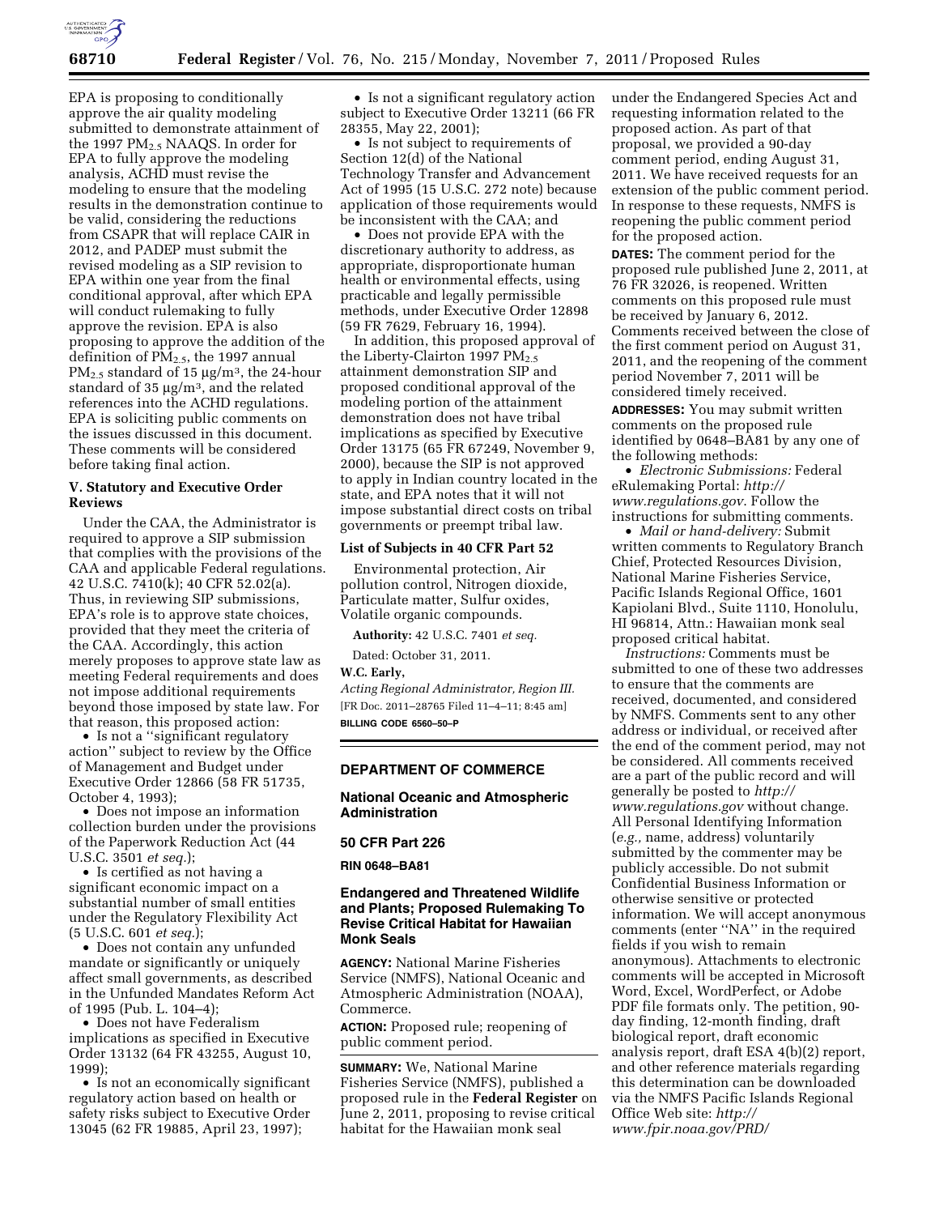EPA is proposing to conditionally approve the air quality modeling submitted to demonstrate attainment of the 1997 $PM_{2.5}$ NAAQS. In order for EPA to fully approve the modeling analysis, ACHD must revise the modeling to ensure that the modeling results in the demonstration continue to be valid, considering the reductions from CSAPR that will replace CAIR in 2012, and PADEP must submit the revised modeling as a SIP revision to EPA within one year from the final conditional approval, after which EPA will conduct rulemaking to fully approve the revision. EPA is also proposing to approve the addition of the definition of $PM_{2.5}$, the 1997 annual $PM_{2.5}$ standard of 15 $\mu g/m^3$, the 24-hour standard of 35 $\mu g/m^3$, and the related references into the ACHD regulations. EPA is soliciting public comments on the issues discussed in this document. These comments will be considered before taking final action.

### V. Statutory and Executive Order Reviews

Under the CAA, the Administrator is required to approve a SIP submission that complies with the provisions of the CAA and applicable Federal regulations. 42 U.S.C. 7410(k); 40 CFR 52.02(a). Thus, in reviewing SIP submissions, EPA's role is to approve state choices, provided that they meet the criteria of the CAA. Accordingly, this action merely proposes to approve state law as meeting Federal requirements and does not impose additional requirements beyond those imposed by state law. For that reason, this proposed action:

- Is not a "significant regulatory action" subject to review by the Office of Management and Budget under Executive Order 12866 (58 FR 51735, October 4, 1993);
- Does not impose an information collection burden under the provisions of the Paperwork Reduction Act (44 U.S.C. 3501 *et seq.*);
- Is certified as not having a significant economic impact on a substantial number of small entities under the Regulatory Flexibility Act (5 U.S.C. 601 *et seq.*);
- Does not contain any unfunded mandate or significantly or uniquely affect small governments, as described in the Unfunded Mandates Reform Act of 1995 (Pub. L. 104–4);
- Does not have Federalism implications as specified in Executive Order 13132 (64 FR 43255, August 10, 1999);
- Is not an economically significant regulatory action based on health or safety risks subject to Executive Order 13045 (62 FR 19885, April 23, 1997);
- Is not a significant regulatory action subject to Executive Order 13211 (66 FR 28355, May 22, 2001);
- Is not subject to requirements of Section 12(d) of the National Technology Transfer and Advancement Act of 1995 (15 U.S.C. 272 note) because application of those requirements would be inconsistent with the CAA; and
- Does not provide EPA with the discretionary authority to address, as appropriate, disproportionate human health or environmental effects, using practicable and legally permissible methods, under Executive Order 12898 (59 FR 7629, February 16, 1994).

In addition, this proposed approval of the Liberty-Clairton 1997 $PM_{2.5}$ attainment demonstration SIP and proposed conditional approval of the modeling portion of the attainment demonstration does not have tribal implications as specified by Executive Order 13175 (65 FR 67249, November 9, 2000), because the SIP is not approved to apply in Indian country located in the state, and EPA notes that it will not impose substantial direct costs on tribal governments or preempt tribal law.

#### List of Subjects in 40 CFR Part 52

Environmental protection, Air pollution control, Nitrogen dioxide, Particulate matter, Sulfur oxides, Volatile organic compounds.

**Authority:** 42 U.S.C. 7401 *et seq.*

Dated: October 31, 2011.

**W.C. Early,**

*Acting Regional Administrator, Region III.*

[FR Doc. 2011–28765 Filed 11–4–11; 8:45 am]

**BILLING CODE 6560–50–P**

## DEPARTMENT OF COMMERCE

### National Oceanic and Atmospheric Administration

### 50 CFR Part 226

**RIN 0648–BA81**

### Endangered and Threatened Wildlife and Plants; Proposed Rulemaking To Revise Critical Habitat for Hawaiian Monk Seals

**AGENCY:** National Marine Fisheries Service (NMFS), National Oceanic and Atmospheric Administration (NOAA), Commerce.

**ACTION:** Proposed rule; reopening of public comment period.

**SUMMARY:** We, National Marine Fisheries Service (NMFS), published a proposed rule in the **Federal Register** on June 2, 2011, proposing to revise critical habitat for the Hawaiian monk seal under the Endangered Species Act and requesting information related to the proposed action. As part of that proposal, we provided a 90-day comment period, ending August 31, 2011. We have received requests for an extension of the public comment period. In response to these requests, NMFS is reopening the public comment period for the proposed action.

**DATES:** The comment period for the proposed rule published June 2, 2011, at 76 FR 32026, is reopened. Written comments on this proposed rule must be received by January 6, 2012. Comments received between the close of the first comment period on August 31, 2011, and the reopening of the comment period November 7, 2011 will be considered timely received.

**ADDRESSES:** You may submit written comments on the proposed rule identified by 0648–BA81 by any one of the following methods:

- *Electronic Submissions:* Federal eRulemaking Portal: *http://www.regulations.gov*. Follow the instructions for submitting comments.
- *Mail or hand-delivery:* Submit written comments to Regulatory Branch Chief, Protected Resources Division, National Marine Fisheries Service, Pacific Islands Regional Office, 1601 Kapiolani Blvd., Suite 1110, Honolulu, HI 96814, Attn.: Hawaiian monk seal proposed critical habitat.

*Instructions:* Comments must be submitted to one of these two addresses to ensure that the comments are received, documented, and considered by NMFS. Comments sent to any other address or individual, or received after the end of the comment period, may not be considered. All comments received are a part of the public record and will generally be posted to *http://www.regulations.gov* without change. All Personal Identifying Information (*e.g.,* name, address) voluntarily submitted by the commenter may be publicly accessible. Do not submit Confidential Business Information or otherwise sensitive or protected information. We will accept anonymous comments (enter "NA" in the required fields if you wish to remain anonymous). Attachments to electronic comments will be accepted in Microsoft Word, Excel, WordPerfect, or Adobe PDF file formats only. The petition, 90-day finding, 12-month finding, draft biological report, draft economic analysis report, draft ESA 4(b)(2) report, and other reference materials regarding this determination can be downloaded via the NMFS Pacific Islands Regional Office Web site: *http://www.fpir.noaa.gov/PRD/*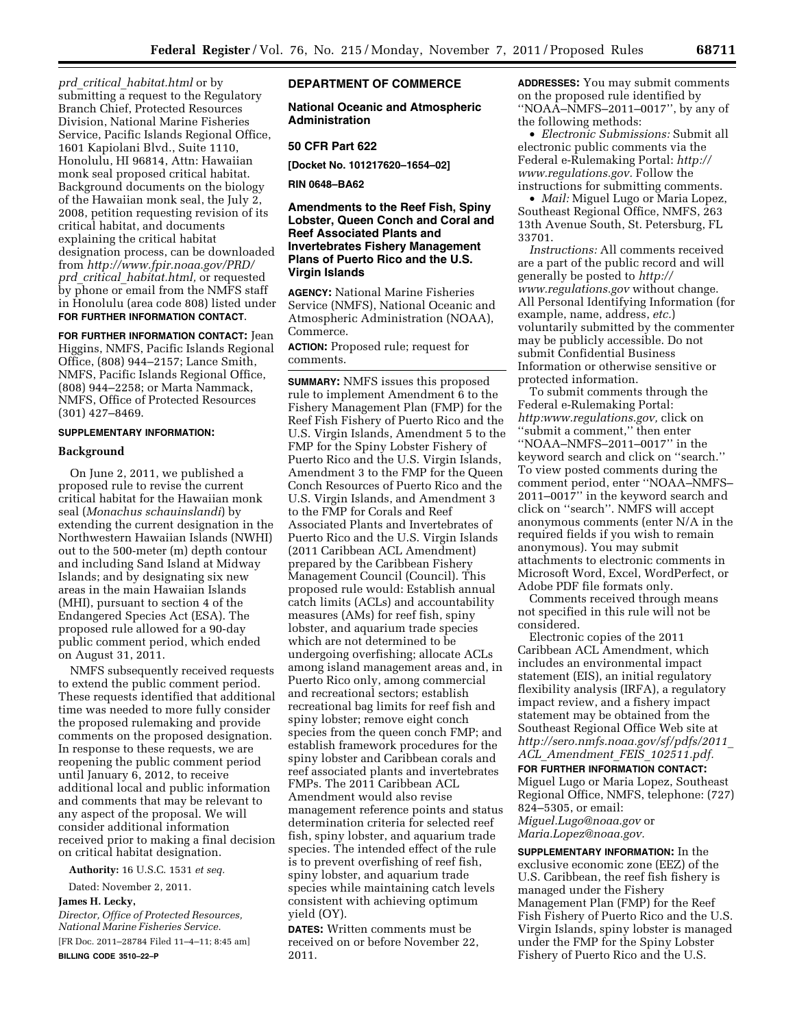*prd_critical_habitat.html* or by submitting a request to the Regulatory Branch Chief, Protected Resources Division, National Marine Fisheries Service, Pacific Islands Regional Office, 1601 Kapiolani Blvd., Suite 1110, Honolulu, HI 96814, Attn: Hawaiian monk seal proposed critical habitat. Background documents on the biology of the Hawaiian monk seal, the July 2, 2008, petition requesting revision of its critical habitat, and documents explaining the critical habitat designation process, can be downloaded from *http://www.fpir.noaa.gov/PRD/prd_critical_habitat.html,* or requested by phone or email from the NMFS staff in Honolulu (area code 808) listed under **FOR FURTHER INFORMATION CONTACT**.

**FOR FURTHER INFORMATION CONTACT:** Jean Higgins, NMFS, Pacific Islands Regional Office, (808) 944–2157; Lance Smith, NMFS, Pacific Islands Regional Office, (808) 944–2258; or Marta Nammack, NMFS, Office of Protected Resources (301) 427–8469.

**SUPPLEMENTARY INFORMATION:**

**Background**

On June 2, 2011, we published a proposed rule to revise the current critical habitat for the Hawaiian monk seal (*Monachus schauinslandi*) by extending the current designation in the Northwestern Hawaiian Islands (NWHI) out to the 500-meter (m) depth contour and including Sand Island at Midway Islands; and by designating six new areas in the main Hawaiian Islands (MHI), pursuant to section 4 of the Endangered Species Act (ESA). The proposed rule allowed for a 90-day public comment period, which ended on August 31, 2011.

NMFS subsequently received requests to extend the public comment period. These requests identified that additional time was needed to more fully consider the proposed rulemaking and provide comments on the proposed designation. In response to these requests, we are reopening the public comment period until January 6, 2012, to receive additional local and public information and comments that may be relevant to any aspect of the proposal. We will consider additional information received prior to making a final decision on critical habitat designation.

**Authority:** 16 U.S.C. 1531 *et seq.*

Dated: November 2, 2011.

**James H. Lecky,**

*Director, Office of Protected Resources, National Marine Fisheries Service.*

[FR Doc. 2011–28784 Filed 11–4–11; 8:45 am]

**BILLING CODE 3510–22–P**

**DEPARTMENT OF COMMERCE**

**National Oceanic and Atmospheric Administration**

**50 CFR Part 622**

**[Docket No. 101217620–1654–02]**

**RIN 0648–BA62**

**Amendments to the Reef Fish, Spiny Lobster, Queen Conch and Coral and Reef Associated Plants and Invertebrates Fishery Management Plans of Puerto Rico and the U.S. Virgin Islands**

**AGENCY:** National Marine Fisheries Service (NMFS), National Oceanic and Atmospheric Administration (NOAA), Commerce.

**ACTION:** Proposed rule; request for comments.

**SUMMARY:** NMFS issues this proposed rule to implement Amendment 6 to the Fishery Management Plan (FMP) for the Reef Fish Fishery of Puerto Rico and the U.S. Virgin Islands, Amendment 5 to the FMP for the Spiny Lobster Fishery of Puerto Rico and the U.S. Virgin Islands, Amendment 3 to the FMP for the Queen Conch Resources of Puerto Rico and the U.S. Virgin Islands, and Amendment 3 to the FMP for Corals and Reef Associated Plants and Invertebrates of Puerto Rico and the U.S. Virgin Islands (2011 Caribbean ACL Amendment) prepared by the Caribbean Fishery Management Council (Council). This proposed rule would: Establish annual catch limits (ACLs) and accountability measures (AMs) for reef fish, spiny lobster, and aquarium trade species which are not determined to be undergoing overfishing; allocate ACLs among island management areas and, in Puerto Rico only, among commercial and recreational sectors; establish recreational bag limits for reef fish and spiny lobster; remove eight conch species from the queen conch FMP; and establish framework procedures for the spiny lobster and Caribbean corals and reef associated plants and invertebrates FMPs. The 2011 Caribbean ACL Amendment would also revise management reference points and status determination criteria for selected reef fish, spiny lobster, and aquarium trade species. The intended effect of the rule is to prevent overfishing of reef fish, spiny lobster, and aquarium trade species while maintaining catch levels consistent with achieving optimum yield (OY).

**DATES:** Written comments must be received on or before November 22, 2011.

**ADDRESSES:** You may submit comments on the proposed rule identified by ''NOAA–NMFS–2011–0017'', by any of the following methods:

- *Electronic Submissions:* Submit all electronic public comments via the Federal e-Rulemaking Portal: *http://www.regulations.gov.* Follow the instructions for submitting comments.
- *Mail:* Miguel Lugo or Maria Lopez, Southeast Regional Office, NMFS, 263 13th Avenue South, St. Petersburg, FL 33701.

*Instructions:* All comments received are a part of the public record and will generally be posted to *http://www.regulations.gov* without change. All Personal Identifying Information (for example, name, address, *etc.*) voluntarily submitted by the commenter may be publicly accessible. Do not submit Confidential Business Information or otherwise sensitive or protected information.

To submit comments through the Federal e-Rulemaking Portal: *http:www.regulations.gov,* click on ''submit a comment,'' then enter ''NOAA–NMFS–2011–0017'' in the keyword search and click on ''search.'' To view posted comments during the comment period, enter ''NOAA–NMFS–2011–0017'' in the keyword search and click on ''search''. NMFS will accept anonymous comments (enter N/A in the required fields if you wish to remain anonymous). You may submit attachments to electronic comments in Microsoft Word, Excel, WordPerfect, or Adobe PDF file formats only.

Comments received through means not specified in this rule will not be considered.

Electronic copies of the 2011 Caribbean ACL Amendment, which includes an environmental impact statement (EIS), an initial regulatory flexibility analysis (IRFA), a regulatory impact review, and a fishery impact statement may be obtained from the Southeast Regional Office Web site at *http://sero.nmfs.noaa.gov/sf/pdfs/2011_ACL_Amendment_FEIS_102511.pdf.*

**FOR FURTHER INFORMATION CONTACT:** Miguel Lugo or Maria Lopez, Southeast Regional Office, NMFS, telephone: (727) 824–5305, or email: *Miguel.Lugo@noaa.gov* or *Maria.Lopez@noaa.gov.*

**SUPPLEMENTARY INFORMATION:** In the exclusive economic zone (EEZ) of the U.S. Caribbean, the reef fish fishery is managed under the Fishery Management Plan (FMP) for the Reef Fish Fishery of Puerto Rico and the U.S. Virgin Islands, spiny lobster is managed under the FMP for the Spiny Lobster Fishery of Puerto Rico and the U.S.